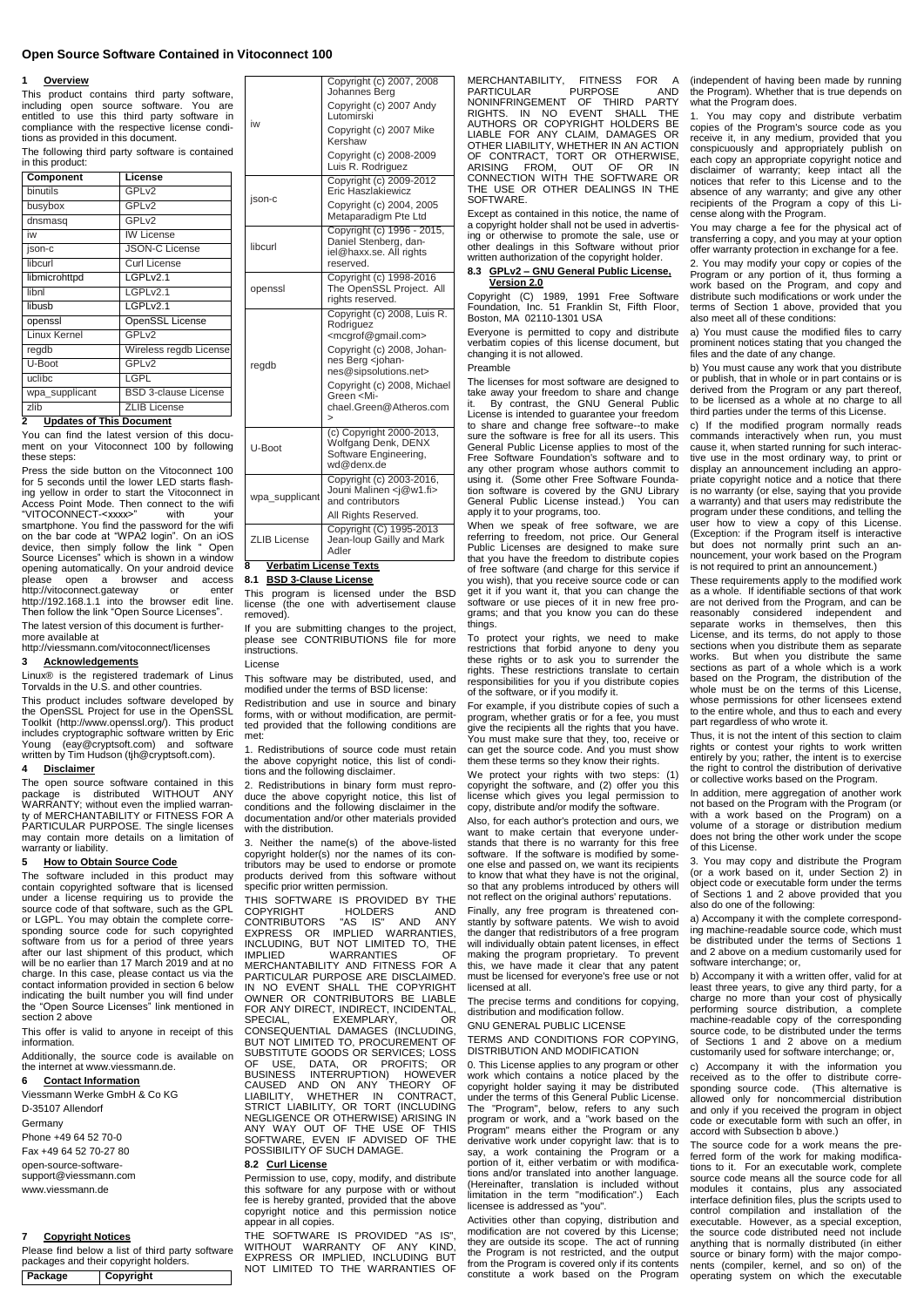# Open Source Software Contained in Vitoconnect 100

## 1 Overview

This product contains third party software, including open source software. You are entitled to use this third party software in compliance with the respective license conditions as provided in this document.

The following third party software is contained in this product:

| Component | License |
| --- | --- |
| binutils | GPLv2 |
| busybox | GPLv2 |
| dnsmasq | GPLv2 |
| iw | IW License |
| json-c | JSON-C License |
| libcurl | Curl License |
| libmicrohttpd | LGPLv2.1 |
| libnl | LGPLv2.1 |
| libusb | LGPLv2.1 |
| openssl | OpenSSL License |
| Linux Kernel | GPLv2 |
| regdb | Wireless regdb License |
| U-Boot | GPLv2 |
| uclibc | LGPL |
| wpa_supplicant | BSD 3-clause License |
| zlib | ZLIB License |

## 2 Updates of This Document

You can find the latest version of this document on your Vitoconnect 100 by following these steps:

Press the side button on the Vitoconnect 100 for 5 seconds until the lower LED starts flashing yellow in order to start the Vitoconnect in Access Point Mode. Then connect to the wifi "VITOCONNECT-<xxxx>" with your smartphone. You find the password for the wifi on the bar code at "WPA2 login". On an iOS device, then simply follow the link " Open Source Licenses" which is shown in a window opening automatically. On your android device please open a browser and access http://vitoconnect.gateway or enter http://192.168.1.1 into the browser edit line. Then follow the link "Open Source Licenses".

The latest version of this document is furthermore available at

http://viessmann.com/vitoconnect/licenses

## 3 Acknowledgements

Linux® is the registered trademark of Linus Torvalds in the U.S. and other countries.

This product includes software developed by the OpenSSL Project for use in the OpenSSL Toolkit (http://www.openssl.org/). This product includes cryptographic software written by Eric Young (eay@cryptsoft.com) and software written by Tim Hudson (tjh@cryptsoft.com).

## 4 Disclaimer

The open source software contained in this package is distributed WITHOUT ANY WARRANTY; without even the implied warranty of MERCHANTABILITY or FITNESS FOR A PARTICULAR PURPOSE. The single licenses may contain more details on a limitation of warranty or liability.

## 5 How to Obtain Source Code

The software included in this product may contain copyrighted software that is licensed under a license requiring us to provide the source code of that software, such as the GPL or LGPL. You may obtain the complete corresponding source code for such copyrighted software from us for a period of three years after our last shipment of this product, which will be no earlier than 17 March 2019 and at no charge. In this case, please contact us via the contact information provided in section 6 below indicating the built number you will find under the "Open Source Licenses" link mentioned in section 2 above

This offer is valid to anyone in receipt of this information.

Additionally, the source code is available on the internet at www.viessmann.de.

## 6 Contact Information

Viessmann Werke GmbH & Co KG

D-35107 Allendorf

Germany

Phone +49 64 52 70-0

Fax +49 64 52 70-27 80

open-source-software-support@viessmann.com

www.viessmann.de

## 7 Copyright Notices

Please find below a list of third party software packages and their copyright holders.

| Package | Copyright |
| --- | --- |
| iw | Copyright (c) 2007, 2008 Johannes Berg<br>Copyright (c) 2007 Andy Lutomirski<br>Copyright (c) 2007 Mike Kershaw<br>Copyright (c) 2008-2009 Luis R. Rodriguez |
| json-c | Copyright (c) 2009-2012 Eric Haszlakiewicz<br>Copyright (c) 2004, 2005 Metaparadigm Pte Ltd |
| libcurl | Copyright (c) 1996 - 2015, Daniel Stenberg, daniel@haxx.se. All rights reserved. |
| openssl | Copyright (c) 1998-2016 The OpenSSL Project. All rights reserved. |
| regdb | Copyright (c) 2008, Luis R. Rodriguez <mcgrof@gmail.com><br>Copyright (c) 2008, Johannes Berg <johannes@sipsolutions.net><br>Copyright (c) 2008, Michael Green <Michael.Green@Atheros.com> |
| U-Boot | (c) Copyright 2000-2013, Wolfgang Denk, DENX Software Engineering, wd@denx.de |
| wpa_supplicant | Copyright (c) 2003-2016, Jouni Malinen <j@w1.fi> and contributors<br>All Rights Reserved. |
| ZLIB License | Copyright (c) 1995-2013 Jean-loup Gailly and Mark Adler |

## 8 Verbatim License Texts

### 8.1 BSD 3-Clause License

This program is licensed under the BSD license (the one with advertisement clause removed).

If you are submitting changes to the project, please see CONTRIBUTIONS file for more instructions.

License

This software may be distributed, used, and modified under the terms of BSD license:

Redistribution and use in source and binary forms, with or without modification, are permitted provided that the following conditions are met:

1. Redistributions of source code must retain the above copyright notice, this list of conditions and the following disclaimer.

2. Redistributions in binary form must reproduce the above copyright notice, this list of conditions and the following disclaimer in the documentation and/or other materials provided with the distribution.

3. Neither the name(s) of the above-listed copyright holder(s) nor the names of its contributors may be used to endorse or promote products derived from this software without specific prior written permission.

THIS SOFTWARE IS PROVIDED BY THE COPYRIGHT HOLDERS AND CONTRIBUTORS "AS IS" AND ANY EXPRESS OR IMPLIED WARRANTIES, INCLUDING, BUT NOT LIMITED TO, THE IMPLIED WARRANTIES OF MERCHANTABILITY AND FITNESS FOR A PARTICULAR PURPOSE ARE DISCLAIMED. IN NO EVENT SHALL THE COPYRIGHT OWNER OR CONTRIBUTORS BE LIABLE FOR ANY DIRECT, INDIRECT, INCIDENTAL, SPECIAL, EXEMPLARY, OR CONSEQUENTIAL DAMAGES (INCLUDING, BUT NOT LIMITED TO, PROCUREMENT OF SUBSTITUTE GOODS OR SERVICES; LOSS OF USE, DATA, OR PROFITS; OR BUSINESS INTERRUPTION) HOWEVER CAUSED AND ON ANY THEORY OF LIABILITY, WHETHER IN CONTRACT, STRICT LIABILITY, OR TORT (INCLUDING NEGLIGENCE OR OTHERWISE) ARISING IN ANY WAY OUT OF THE USE OF THIS SOFTWARE, EVEN IF ADVISED OF THE POSSIBILITY OF SUCH DAMAGE.

### 8.2 Curl License

Permission to use, copy, modify, and distribute this software for any purpose with or without fee is hereby granted, provided that the above copyright notice and this permission notice appear in all copies.

THE SOFTWARE IS PROVIDED "AS IS", WITHOUT WARRANTY OF ANY KIND, EXPRESS OR IMPLIED, INCLUDING BUT NOT LIMITED TO THE WARRANTIES OF MERCHANTABILITY, FITNESS FOR A PARTICULAR PURPOSE AND NONINFRINGEMENT OF THIRD PARTY RIGHTS. IN NO EVENT SHALL THE AUTHORS OR COPYRIGHT HOLDERS BE LIABLE FOR ANY CLAIM, DAMAGES OR OTHER LIABILITY, WHETHER IN AN ACTION OF CONTRACT, TORT OR OTHERWISE, ARISING FROM, OUT OF OR IN CONNECTION WITH THE SOFTWARE OR THE USE OR OTHER DEALINGS IN THE SOFTWARE.

Except as contained in this notice, the name of a copyright holder shall not be used in advertising or otherwise to promote the sale, use or other dealings in this Software without prior written authorization of the copyright holder.

### 8.3 GPLv2 – GNU General Public License, Version 2.0

Copyright (C) 1989, 1991 Free Software Foundation, Inc. 51 Franklin St, Fifth Floor, Boston, MA 02110-1301 USA

Everyone is permitted to copy and distribute verbatim copies of this license document, but changing it is not allowed.

Preamble

The licenses for most software are designed to take away your freedom to share and change it. By contrast, the GNU General Public License is intended to guarantee your freedom to share and change free software--to make sure the software is free for all its users. This General Public License applies to most of the Free Software Foundation's software and to any other program whose authors commit to using it. (Some other Free Software Foundation software is covered by the GNU Library General Public License instead.) You can apply it to your programs, too.

When we speak of free software, we are referring to freedom, not price. Our General Public Licenses are designed to make sure that you have the freedom to distribute copies of free software (and charge for this service if you wish), that you receive source code or can get it if you want it, that you can change the software or use pieces of it in new free programs; and that you know you can do these things.

To protect your rights, we need to make restrictions that forbid anyone to deny you these rights or to ask you to surrender the rights. These restrictions translate to certain responsibilities for you if you distribute copies of the software, or if you modify it.

For example, if you distribute copies of such a program, whether gratis or for a fee, you must give the recipients all the rights that you have. You must make sure that they, too, receive or can get the source code. And you must show them these terms so they know their rights.

We protect your rights with two steps: (1) copyright the software, and (2) offer you this license which gives you legal permission to copy, distribute and/or modify the software.

Also, for each author's protection and ours, we want to make certain that everyone understands that there is no warranty for this free software. If the software is modified by someone else and passed on, we want its recipients to know that what they have is not the original, so that any problems introduced by others will not reflect on the original authors' reputations.

Finally, any free program is threatened constantly by software patents. We wish to avoid the danger that redistributors of a free program will individually obtain patent licenses, in effect making the program proprietary. To prevent this, we have made it clear that any patent must be licensed for everyone's free use or not licensed at all.

The precise terms and conditions for copying, distribution and modification follow.

GNU GENERAL PUBLIC LICENSE

TERMS AND CONDITIONS FOR COPYING, DISTRIBUTION AND MODIFICATION

0. This License applies to any program or other work which contains a notice placed by the copyright holder saying it may be distributed under the terms of this General Public License. The "Program", below, refers to any such program or work, and a "work based on the Program" means either the Program or any derivative work under copyright law: that is to say, a work containing the Program or a portion of it, either verbatim or with modifications and/or translated into another language. (Hereinafter, translation is included without limitation in the term "modification".) Each licensee is addressed as "you".

Activities other than copying, distribution and modification are not covered by this License; they are outside its scope. The act of running the Program is not restricted, and the output from the Program is covered only if its contents constitute a work based on the Program (independent of having been made by running the Program). Whether that is true depends on what the Program does.

1. You may copy and distribute verbatim copies of the Program's source code as you receive it, in any medium, provided that you conspicuously and appropriately publish on each copy an appropriate copyright notice and disclaimer of warranty; keep intact all the notices that refer to this License and to the absence of any warranty; and give any other recipients of the Program a copy of this License along with the Program.

You may charge a fee for the physical act of transferring a copy, and you may at your option offer warranty protection in exchange for a fee.

2. You may modify your copy or copies of the Program or any portion of it, thus forming a work based on the Program, and copy and distribute such modifications or work under the terms of Section 1 above, provided that you also meet all of these conditions:

a) You must cause the modified files to carry prominent notices stating that you changed the files and the date of any change.

b) You must cause any work that you distribute or publish, that in whole or in part contains or is derived from the Program or any part thereof, to be licensed as a whole at no charge to all third parties under the terms of this License.

c) If the modified program normally reads commands interactively when run, you must cause it, when started running for such interactive use in the most ordinary way, to print or display an announcement including an appropriate copyright notice and a notice that there is no warranty (or else, saying that you provide a warranty) and that users may redistribute the program under these conditions, and telling the user how to view a copy of this License. (Exception: if the Program itself is interactive but does not normally print such an announcement, your work based on the Program is not required to print an announcement.)

These requirements apply to the modified work as a whole. If identifiable sections of that work are not derived from the Program, and can be reasonably considered independent and separate works in themselves, then this License, and its terms, do not apply to those sections when you distribute them as separate works. But when you distribute the same sections as part of a whole which is a work based on the Program, the distribution of the whole must be on the terms of this License, whose permissions for other licensees extend to the entire whole, and thus to each and every part regardless of who wrote it.

Thus, it is not the intent of this section to claim rights or contest your rights to work written entirely by you; rather, the intent is to exercise the right to control the distribution of derivative or collective works based on the Program.

In addition, mere aggregation of another work not based on the Program with the Program (or with a work based on the Program) on a volume of a storage or distribution medium does not bring the other work under the scope of this License.

3. You may copy and distribute the Program (or a work based on it, under Section 2) in object code or executable form under the terms of Sections 1 and 2 above provided that you also do one of the following:

a) Accompany it with the complete corresponding machine-readable source code, which must be distributed under the terms of Sections 1 and 2 above on a medium customarily used for software interchange; or,

b) Accompany it with a written offer, valid for at least three years, to give any third party, for a charge no more than your cost of physically performing source distribution, a complete machine-readable copy of the corresponding source code, to be distributed under the terms of Sections 1 and 2 above on a medium customarily used for software interchange; or,

c) Accompany it with the information you received as to the offer to distribute corresponding source code. (This alternative is allowed only for noncommercial distribution and only if you received the program in object code or executable form with such an offer, in accord with Subsection b above.)

The source code for a work means the preferred form of the work for making modifications to it. For an executable work, complete source code means all the source code for all modules it contains, plus any associated interface definition files, plus the scripts used to control compilation and installation of the executable. However, as a special exception, the source code distributed need not include anything that is normally distributed (in either source or binary form) with the major components (compiler, kernel, and so on) of the operating system on which the executable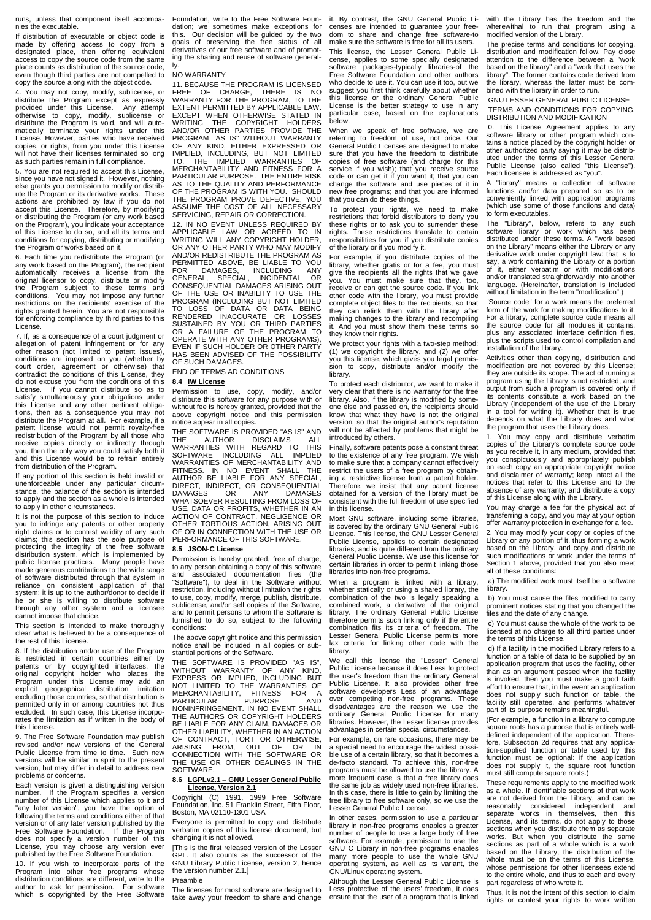runs, unless that component itself accompanies the executable.

If distribution of executable or object code is made by offering access to copy from a designated place, then offering equivalent access to copy the source code from the same place counts as distribution of the source code, even though third parties are not compelled to copy the source along with the object code.

4. You may not copy, modify, sublicense, or distribute the Program except as expressly provided under this License. Any attempt otherwise to copy, modify, sublicense or distribute the Program is void, and will automatically terminate your rights under this License. However, parties who have received copies, or rights, from you under this License will not have their licenses terminated so long as such parties remain in full compliance.

5. You are not required to accept this License, since you have not signed it. However, nothing else grants you permission to modify or distribute the Program or its derivative works. These actions are prohibited by law if you do not accept this License. Therefore, by modifying or distributing the Program (or any work based on the Program), you indicate your acceptance of this License to do so, and all its terms and conditions for copying, distributing or modifying the Program or works based on it.

6. Each time you redistribute the Program (or any work based on the Program), the recipient automatically receives a license from the original licensor to copy, distribute or modify the Program subject to these terms and conditions. You may not impose any further restrictions on the recipients' exercise of the rights granted herein. You are not responsible for enforcing compliance by third parties to this License.

7. If, as a consequence of a court judgment or allegation of patent infringement or for any other reason (not limited to patent issues), conditions are imposed on you (whether by court order, agreement or otherwise) that contradict the conditions of this License, they do not excuse you from the conditions of this License. If you cannot distribute so as to satisfy simultaneously your obligations under this License and any other pertinent obligations, then as a consequence you may not distribute the Program at all. For example, if a patent license would not permit royalty-free redistribution of the Program by all those who receive copies directly or indirectly through you, then the only way you could satisfy both it and this License would be to refrain entirely from distribution of the Program.

If any portion of this section is held invalid or unenforceable under any particular circumstance, the balance of the section is intended to apply and the section as a whole is intended to apply in other circumstances.

It is not the purpose of this section to induce you to infringe any patents or other property right claims or to contest validity of any such claims; this section has the sole purpose of protecting the integrity of the free software distribution system, which is implemented by public license practices. Many people have made generous contributions to the wide range of software distributed through that system in reliance on consistent application of that system; it is up to the author/donor to decide if he or she is willing to distribute software through any other system and a licensee cannot impose that choice.

This section is intended to make thoroughly clear what is believed to be a consequence of the rest of this License.

8. If the distribution and/or use of the Program is restricted in certain countries either by patents or by copyrighted interfaces, the original copyright holder who places the Program under this License may add an explicit geographical distribution limitation excluding those countries, so that distribution is permitted only in or among countries not thus excluded. In such case, this License incorporates the limitation as if written in the body of this License.

9. The Free Software Foundation may publish revised and/or new versions of the General Public License from time to time. Such new versions will be similar in spirit to the present version, but may differ in detail to address new problems or concerns.

Each version is given a distinguishing version number. If the Program specifies a version number of this License which applies to it and "any later version", you have the option of following the terms and conditions either of that version or of any later version published by the Free Software Foundation. If the Program does not specify a version number of this License, you may choose any version ever published by the Free Software Foundation.

10. If you wish to incorporate parts of the Program into other free programs whose distribution conditions are different, write to the author to ask for permission. For software which is copyrighted by the Free Software Foundation, write to the Free Software Foundation; we sometimes make exceptions for this. Our decision will be guided by the two goals of preserving the free status of all derivatives of our free software and of promoting the sharing and reuse of software generally.

NO WARRANTY

11. BECAUSE THE PROGRAM IS LICENSED FREE OF CHARGE, THERE IS NO WARRANTY FOR THE PROGRAM, TO THE EXTENT PERMITTED BY APPLICABLE LAW. EXCEPT WHEN OTHERWISE STATED IN WRITING THE COPYRIGHT HOLDERS AND/OR OTHER PARTIES PROVIDE THE PROGRAM "AS IS" WITHOUT WARRANTY OF ANY KIND, EITHER EXPRESSED OR IMPLIED, INCLUDING, BUT NOT LIMITED TO, THE IMPLIED WARRANTIES OF MERCHANTABILITY AND FITNESS FOR A PARTICULAR PURPOSE. THE ENTIRE RISK AS TO THE QUALITY AND PERFORMANCE OF THE PROGRAM IS WITH YOU. SHOULD THE PROGRAM PROVE DEFECTIVE, YOU ASSUME THE COST OF ALL NECESSARY SERVICING, REPAIR OR CORRECTION.

12. IN NO EVENT UNLESS REQUIRED BY APPLICABLE LAW OR AGREED TO IN WRITING WILL ANY COPYRIGHT HOLDER, OR ANY OTHER PARTY WHO MAY MODIFY AND/OR REDISTRIBUTE THE PROGRAM AS PERMITTED ABOVE, BE LIABLE TO YOU FOR DAMAGES, INCLUDING ANY GENERAL, SPECIAL, INCIDENTAL OR CONSEQUENTIAL DAMAGES ARISING OUT OF THE USE OR INABILITY TO USE THE PROGRAM (INCLUDING BUT NOT LIMITED TO LOSS OF DATA OR DATA BEING RENDERED INACCURATE OR LOSSES SUSTAINED BY YOU OR THIRD PARTIES OR A FAILURE OF THE PROGRAM TO OPERATE WITH ANY OTHER PROGRAMS), EVEN IF SUCH HOLDER OR OTHER PARTY HAS BEEN ADVISED OF THE POSSIBILITY OF SUCH DAMAGES.

END OF TERMS AD CONDITIONS

### 8.4 IW License

Permission to use, copy, modify, and/or distribute this software for any purpose with or without fee is hereby granted, provided that the above copyright notice and this permission notice appear in all copies.

THE SOFTWARE IS PROVIDED "AS IS" AND THE AUTHOR DISCLAIMS ALL WARRANTIES WITH REGARD TO THIS SOFTWARE INCLUDING ALL IMPLIED WARRANTIES OF MERCHANTABILITY AND FITNESS. IN NO EVENT SHALL THE AUTHOR BE LIABLE FOR ANY SPECIAL, DIRECT, INDIRECT, OR CONSEQUENTIAL DAMAGES OR ANY DAMAGES WHATSOEVER RESULTING FROM LOSS OF USE, DATA OR PROFITS, WHETHER IN AN ACTION OF CONTRACT, NEGLIGENCE OR OTHER TORTIOUS ACTION, ARISING OUT OF OR IN CONNECTION WITH THE USE OR PERFORMANCE OF THIS SOFTWARE.

### 8.5 JSON-C License

Permission is hereby granted, free of charge, to any person obtaining a copy of this software and associated documentation files (the "Software"), to deal in the Software without restriction, including without limitation the rights to use, copy, modify, merge, publish, distribute, sublicense, and/or sell copies of the Software, and to permit persons to whom the Software is furnished to do so, subject to the following conditions:

The above copyright notice and this permission notice shall be included in all copies or substantial portions of the Software.

THE SOFTWARE IS PROVIDED "AS IS", WITHOUT WARRANTY OF ANY KIND, EXPRESS OR IMPLIED, INCLUDING BUT NOT LIMITED TO THE WARRANTIES OF MERCHANTABILITY, FITNESS FOR A PARTICULAR PURPOSE AND NONINFRINGEMENT. IN NO EVENT SHALL THE AUTHORS OR COPYRIGHT HOLDERS BE LIABLE FOR ANY CLAIM, DAMAGES OR OTHER LIABILITY, WHETHER IN AN ACTION OF CONTRACT, TORT OR OTHERWISE, ARISING FROM, OUT OF OR IN CONNECTION WITH THE SOFTWARE OR THE USE OR OTHER DEALINGS IN THE SOFTWARE.

### 8.6 LGPLv2.1 – GNU Lesser General Public License, Version 2.1

Copyright (C) 1991, 1999 Free Software Foundation, Inc. 51 Franklin Street, Fifth Floor, Boston, MA 02110-1301 USA

Everyone is permitted to copy and distribute verbatim copies of this license document, but changing it is not allowed.

[This is the first released version of the Lesser GPL. It also counts as the successor of the GNU Library Public License, version 2, hence the version number 2.1.]

Preamble

The licenses for most software are designed to take away your freedom to share and change it. By contrast, the GNU General Public Licenses are intended to guarantee your freedom to share and change free software-to make sure the software is free for all its users.

This license, the Lesser General Public License, applies to some specially designated software packages-typically libraries-of the Free Software Foundation and other authors who decide to use it. You can use it too, but we suggest you first think carefully about whether this license or the ordinary General Public License is the better strategy to use in any particular case, based on the explanations below.

When we speak of free software, we are referring to freedom of use, not price. Our General Public Licenses are designed to make sure that you have the freedom to distribute copies of free software (and charge for this service if you wish); that you receive source code or can get it if you want it; that you can change the software and use pieces of it in new free programs; and that you are informed that you can do these things.

To protect your rights, we need to make restrictions that forbid distributors to deny you these rights or to ask you to surrender these rights. These restrictions translate to certain responsibilities for you if you distribute copies of the library or if you modify it.

For example, if you distribute copies of the library, whether gratis or for a fee, you must give the recipients all the rights that we gave you. You must make sure that they, too, receive or can get the source code. If you link other code with the library, you must provide complete object files to the recipients, so that they can relink them with the library after making changes to the library and recompiling it. And you must show them these terms so they know their rights.

We protect your rights with a two-step method: (1) we copyright the library, and (2) we offer you this license, which gives you legal permission to copy, distribute and/or modify the library.

To protect each distributor, we want to make it very clear that there is no warranty for the free library. Also, if the library is modified by someone else and passed on, the recipients should know that what they have is not the original version, so that the original author's reputation will not be affected by problems that might be introduced by others.

Finally, software patents pose a constant threat to the existence of any free program. We wish to make sure that a company cannot effectively restrict the users of a free program by obtaining a restrictive license from a patent holder. Therefore, we insist that any patent license obtained for a version of the library must be consistent with the full freedom of use specified in this license.

Most GNU software, including some libraries, is covered by the ordinary GNU General Public License. This license, the GNU Lesser General Public License, applies to certain designated libraries, and is quite different from the ordinary General Public License. We use this license for certain libraries in order to permit linking those libraries into non-free programs.

When a program is linked with a library, whether statically or using a shared library, the combination of the two is legally speaking a combined work, a derivative of the original library. The ordinary General Public License therefore permits such linking only if the entire combination fits its criteria of freedom. The Lesser General Public License permits more lax criteria for linking other code with the library.

We call this license the "Lesser" General Public License because it does Less to protect the user's freedom than the ordinary General Public License. It also provides other free software developers Less of an advantage over competing non-free programs. These disadvantages are the reason we use the ordinary General Public License for many libraries. However, the Lesser license provides advantages in certain special circumstances.

For example, on rare occasions, there may be a special need to encourage the widest possible use of a certain library, so that it becomes a de-facto standard. To achieve this, non-free programs must be allowed to use the library. A more frequent case is that a free library does the same job as widely used non-free libraries. In this case, there is little to gain by limiting the free library to free software only, so we use the Lesser General Public License.

In other cases, permission to use a particular library in non-free programs enables a greater number of people to use a large body of free software. For example, permission to use the GNU C Library in non-free programs enables many more people to use the whole GNU operating system, as well as its variant, the GNU/Linux operating system.

Although the Lesser General Public License is Less protective of the users' freedom, it does ensure that the user of a program that is linked with the Library has the freedom and the wherewithal to run that program using a modified version of the Library.

The precise terms and conditions for copying, distribution and modification follow. Pay close attention to the difference between a "work based on the library" and a "work that uses the library". The former contains code derived from the library, whereas the latter must be combined with the library in order to run.

GNU LESSER GENERAL PUBLIC LICENSE

TERMS AND CONDITIONS FOR COPYING, DISTRIBUTION AND MODIFICATION

0. This License Agreement applies to any software library or other program which contains a notice placed by the copyright holder or other authorized party saying it may be distributed under the terms of this Lesser General Public License (also called "this License"). Each licensee is addressed as "you".

A "library" means a collection of software functions and/or data prepared so as to be conveniently linked with application programs (which use some of those functions and data) to form executables.

The "Library", below, refers to any such software library or work which has been distributed under these terms. A "work based on the Library" means either the Library or any derivative work under copyright law: that is to say, a work containing the Library or a portion of it, either verbatim or with modifications and/or translated straightforwardly into another language. (Hereinafter, translation is included without limitation in the term "modification".)

"Source code" for a work means the preferred form of the work for making modifications to it. For a library, complete source code means all the source code for all modules it contains, plus any associated interface definition files, plus the scripts used to control compilation and installation of the library.

Activities other than copying, distribution and modification are not covered by this License; they are outside its scope. The act of running a program using the Library is not restricted, and output from such a program is covered only if its contents constitute a work based on the Library (independent of the use of the Library in a tool for writing it). Whether that is true depends on what the Library does and what the program that uses the Library does.

1. You may copy and distribute verbatim copies of the Library's complete source code as you receive it, in any medium, provided that you conspicuously and appropriately publish on each copy an appropriate copyright notice and disclaimer of warranty; keep intact all the notices that refer to this License and to the absence of any warranty; and distribute a copy of this License along with the Library.

You may charge a fee for the physical act of transferring a copy, and you may at your option offer warranty protection in exchange for a fee.

2. You may modify your copy or copies of the Library or any portion of it, thus forming a work based on the Library, and copy and distribute such modifications or work under the terms of Section 1 above, provided that you also meet all of these conditions:

a) The modified work must itself be a software library.

b) You must cause the files modified to carry prominent notices stating that you changed the files and the date of any change.

c) You must cause the whole of the work to be licensed at no charge to all third parties under the terms of this License.

d) If a facility in the modified Library refers to a function or a table of data to be supplied by an application program that uses the facility, other than as an argument passed when the facility is invoked, then you must make a good faith effort to ensure that, in the event an application does not supply such function or table, the facility still operates, and performs whatever part of its purpose remains meaningful.

(For example, a function in a library to compute square roots has a purpose that is entirely well-defined independent of the application. Therefore, Subsection 2d requires that any application-supplied function or table used by this function must be optional: if the application does not supply it, the square root function must still compute square roots.)

These requirements apply to the modified work as a whole. If identifiable sections of that work are not derived from the Library, and can be reasonably considered independent and separate works in themselves, then this License, and its terms, do not apply to those sections when you distribute them as separate works. But when you distribute the same sections as part of a whole which is a work based on the Library, the distribution of the whole must be on the terms of this License, whose permissions for other licensees extend to the entire whole, and thus to each and every part regardless of who wrote it.

Thus, it is not the intent of this section to claim rights or contest your rights to work written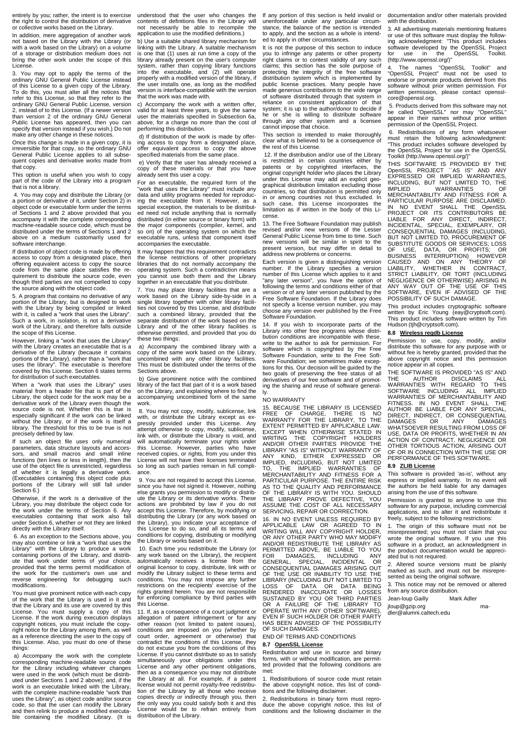entirely by you; rather, the intent is to exercise the right to control the distribution of derivative or collective works based on the Library.

In addition, mere aggregation of another work not based on the Library with the Library (or with a work based on the Library) on a volume of a storage or distribution medium does not bring the other work under the scope of this License.

3. You may opt to apply the terms of the ordinary GNU General Public License instead of this License to a given copy of the Library. To do this, you must alter all the notices that refer to this License, so that they refer to the ordinary GNU General Public License, version 2, instead of to this License. (If a newer version than version 2 of the ordinary GNU General Public License has appeared, then you can specify that version instead if you wish.) Do not make any other change in these notices.

Once this change is made in a given copy, it is irreversible for that copy, so the ordinary GNU General Public License applies to all subsequent copies and derivative works made from that copy.

This option is useful when you wish to copy part of the code of the Library into a program that is not a library.

4. You may copy and distribute the Library (or a portion or derivative of it, under Section 2) in object code or executable form under the terms of Sections 1 and 2 above provided that you accompany it with the complete corresponding machine-readable source code, which must be distributed under the terms of Sections 1 and 2 above on a medium customarily used for software interchange.

If distribution of object code is made by offering access to copy from a designated place, then offering equivalent access to copy the source code from the same place satisfies the requirement to distribute the source code, even though third parties are not compelled to copy the source along with the object code.

5. A program that contains no derivative of any portion of the Library, but is designed to work with the Library by being compiled or linked with it, is called a "work that uses the Library". Such a work, in isolation, is not a derivative work of the Library, and therefore falls outside the scope of this License.

However, linking a "work that uses the Library" with the Library creates an executable that is a derivative of the Library (because it contains portions of the Library), rather than a "work that uses the library". The executable is therefore covered by this License. Section 6 states terms for distribution of such executables.

When a "work that uses the Library" uses material from a header file that is part of the Library, the object code for the work may be a derivative work of the Library even though the source code is not. Whether this is true is especially significant if the work can be linked without the Library, or if the work is itself a library. The threshold for this to be true is not precisely defined by law.

If such an object file uses only numerical parameters, data structure layouts and accessors, and small macros and small inline functions (ten lines or less in length), then the use of the object file is unrestricted, regardless of whether it is legally a derivative work. (Executables containing this object code plus portions of the Library will still fall under Section 6.)

Otherwise, if the work is a derivative of the Library, you may distribute the object code for the work under the terms of Section 6. Any executables containing that work also fall under Section 6, whether or not they are linked directly with the Library itself.

6. As an exception to the Sections above, you may also combine or link a "work that uses the Library" with the Library to produce a work containing portions of the Library, and distribute that work under terms of your choice, provided that the terms permit modification of the work for the customer's own use and reverse engineering for debugging such modifications.

You must give prominent notice with each copy of the work that the Library is used in it and that the Library and its use are covered by this License. You must supply a copy of this License. If the work during execution displays copyright notices, you must include the copyright notice for the Library among them, as well as a reference directing the user to the copy of this License. Also, you must do one of these things:

a) Accompany the work with the complete corresponding machine-readable source code for the Library including whatever changes were used in the work (which must be distributed under Sections 1 and 2 above); and, if the work is an executable linked with the Library, with the complete machine-readable "work that uses the Library", as object code and/or source code, so that the user can modify the Library and then relink to produce a modified executable containing the modified Library. (It is understood that the user who changes the contents of definitions files in the Library will not necessarily be able to recompile the application to use the modified definitions.)

b) Use a suitable shared library mechanism for linking with the Library. A suitable mechanism is one that (1) uses at run time a copy of the library already present on the user's computer system, rather than copying library functions into the executable, and (2) will operate properly with a modified version of the library, if the user installs one, as long as the modified version is interface-compatible with the version that the work was made with.

c) Accompany the work with a written offer, valid for at least three years, to give the same user the materials specified in Subsection 6a, above, for a charge no more than the cost of performing this distribution.

d) If distribution of the work is made by offering access to copy from a designated place, offer equivalent access to copy the above specified materials from the same place.

e) Verify that the user has already received a copy of these materials or that you have already sent this user a copy.

For an executable, the required form of the "work that uses the Library" must include any data and utility programs needed for reproducing the executable from it. However, as a special exception, the materials to be distributed need not include anything that is normally distributed (in either source or binary form) with the major components (compiler, kernel, and so on) of the operating system on which the executable runs, unless that component itself accompanies the executable.

It may happen that this requirement contradicts the license restrictions of other proprietary libraries that do not normally accompany the operating system. Such a contradiction means you cannot use both them and the Library together in an executable that you distribute.

7. You may place library facilities that are a work based on the Library side-by-side in a single library together with other library facilities not covered by this License, and distribute such a combined library, provided that the separate distribution of the work based on the Library and of the other library facilities is otherwise permitted, and provided that you do these two things:

a) Accompany the combined library with a copy of the same work based on the Library, uncombined with any other library facilities. This must be distributed under the terms of the Sections above.

b) Give prominent notice with the combined library of the fact that part of it is a work based on the Library, and explaining where to find the accompanying uncombined form of the same work.

8. You may not copy, modify, sublicense, link with, or distribute the Library except as expressly provided under this License. Any attempt otherwise to copy, modify, sublicense, link with, or distribute the Library is void, and will automatically terminate your rights under this License. However, parties who have received copies, or rights, from you under this License will not have their licenses terminated so long as such parties remain in full compliance.

9. You are not required to accept this License, since you have not signed it. However, nothing else grants you permission to modify or distribute the Library or its derivative works. These actions are prohibited by law if you do not accept this License. Therefore, by modifying or distributing the Library (or any work based on the Library), you indicate your acceptance of this License to do so, and all its terms and conditions for copying, distributing or modifying the Library or works based on it.

10. Each time you redistribute the Library (or any work based on the Library), the recipient automatically receives a license from the original licensor to copy, distribute, link with or modify the Library subject to these terms and conditions. You may not impose any further restrictions on the recipients' exercise of the rights granted herein. You are not responsible for enforcing compliance by third parties with this License.

11. If, as a consequence of a court judgment or allegation of patent infringement or for any other reason (not limited to patent issues), conditions are imposed on you (whether by court order, agreement or otherwise) that contradict the conditions of this License, they do not excuse you from the conditions of this License. If you cannot distribute so as to satisfy simultaneously your obligations under this License and any other pertinent obligations, then as a consequence you may not distribute the Library at all. For example, if a patent license would not permit royalty-free redistribution of the Library by all those who receive copies directly or indirectly through you, then the only way you could satisfy both it and this License would be to refrain entirely from distribution of the Library.

If any portion of this section is held invalid or unenforceable under any particular circumstance, the balance of the section is intended to apply, and the section as a whole is intended to apply in other circumstances.

It is not the purpose of this section to induce you to infringe any patents or other property right claims or to contest validity of any such claims; this section has the sole purpose of protecting the integrity of the free software distribution system which is implemented by public license practices. Many people have made generous contributions to the wide range of software distributed through that system in reliance on consistent application of that system; it is up to the author/donor to decide if he or she is willing to distribute software through any other system and a licensee cannot impose that choice.

This section is intended to make thoroughly clear what is believed to be a consequence of the rest of this License.

12. If the distribution and/or use of the Library is restricted in certain countries either by patents or by copyrighted interfaces, the original copyright holder who places the Library under this License may add an explicit geographical distribution limitation excluding those countries, so that distribution is permitted only in or among countries not thus excluded. In such case, this License incorporates the limitation as if written in the body of this License.

13. The Free Software Foundation may publish revised and/or new versions of the Lesser General Public License from time to time. Such new versions will be similar in spirit to the present version, but may differ in detail to address new problems or concerns.

Each version is given a distinguishing version number. If the Library specifies a version number of this License which applies to it and "any later version", you have the option of following the terms and conditions either of that version or of any later version published by the Free Software Foundation. If the Library does not specify a license version number, you may choose any version ever published by the Free Software Foundation.

14. If you wish to incorporate parts of the Library into other free programs whose distribution conditions are incompatible with these, write to the author to ask for permission. For software which is copyrighted by the Free Software Foundation, write to the Free Software Foundation; we sometimes make exceptions for this. Our decision will be guided by the two goals of preserving the free status of all derivatives of our free software and of promoting the sharing and reuse of software generally.

NO WARRANTY

15. BECAUSE THE LIBRARY IS LICENSED FREE OF CHARGE, THERE IS NO WARRANTY FOR THE LIBRARY, TO THE EXTENT PERMITTED BY APPLICABLE LAW. EXCEPT WHEN OTHERWISE STATED IN WRITING THE COPYRIGHT HOLDERS AND/OR OTHER PARTIES PROVIDE THE LIBRARY "AS IS" WITHOUT WARRANTY OF ANY KIND, EITHER EXPRESSED OR IMPLIED, INCLUDING, BUT NOT LIMITED TO, THE IMPLIED WARRANTIES OF MERCHANTABILITY AND FITNESS FOR A PARTICULAR PURPOSE. THE ENTIRE RISK AS TO THE QUALITY AND PERFORMANCE OF THE LIBRARY IS WITH YOU. SHOULD THE LIBRARY PROVE DEFECTIVE, YOU ASSUME THE COST OF ALL NECESSARY SERVICING, REPAIR OR CORRECTION.

16. IN NO EVENT UNLESS REQUIRED BY APPLICABLE LAW OR AGREED TO IN WRITING WILL ANY COPYRIGHT HOLDER, OR ANY OTHER PARTY WHO MAY MODIFY AND/OR REDISTRIBUTE THE LIBRARY AS PERMITTED ABOVE, BE LIABLE TO YOU FOR DAMAGES, INCLUDING ANY GENERAL, SPECIAL, INCIDENTAL OR CONSEQUENTIAL DAMAGES ARISING OUT OF THE USE OR INABILITY TO USE THE LIBRARY (INCLUDING BUT NOT LIMITED TO LOSS OF DATA OR DATA BEING RENDERED INACCURATE OR LOSSES SUSTAINED BY YOU OR THIRD PARTIES OR A FAILURE OF THE LIBRARY TO OPERATE WITH ANY OTHER SOFTWARE), EVEN IF SUCH HOLDER OR OTHER PARTY HAS BEEN ADVISED OF THE POSSIBILITY OF SUCH DAMAGES.

END OF TERMS AND CONDITIONS

### 8.7 OpenSSL License

Redistribution and use in source and binary forms, with or without modification, are permitted provided that the following conditions are met:

1. Redistributions of source code must retain the above copyright notice, this list of conditions and the following disclaimer.

2. Redistributions in binary form must reproduce the above copyright notice, this list of conditions and the following disclaimer in the documentation and/or other materials provided with the distribution.

3. All advertising materials mentioning features or use of this software must display the following acknowledgment: "This product includes software developed by the OpenSSL Project for use in the OpenSSL Toolkit. (http://www.openssl.org/)"

4. The names "OpenSSL Toolkit" and "OpenSSL Project" must not be used to endorse or promote products derived from this software without prior written permission. For written permission, please contact openssl-core@openssl.org.

5. Products derived from this software may not be called "OpenSSL" nor may "OpenSSL" appear in their names without prior written permission of the OpenSSL Project.

6. Redistributions of any form whatsoever must retain the following acknowledgment: "This product includes software developed by the OpenSSL Project for use in the OpenSSL Toolkit (http://www.openssl.org/)"

THIS SOFTWARE IS PROVIDED BY THE OpenSSL PROJECT ``AS IS'' AND ANY EXPRESSED OR IMPLIED WARRANTIES, INCLUDING, BUT NOT LIMITED TO, THE IMPLIED WARRANTIES OF MERCHANTABILITY AND FITNESS FOR A PARTICULAR PURPOSE ARE DISCLAIMED. IN NO EVENT SHALL THE OpenSSL PROJECT OR ITS CONTRIBUTORS BE LIABLE FOR ANY DIRECT, INDIRECT, INCIDENTAL, SPECIAL, EXEMPLARY, OR CONSEQUENTIAL DAMAGES (INCLUDING, BUT NOT LIMITED TO, PROCUREMENT OF SUBSTITUTE GOODS OR SERVICES; LOSS OF USE, DATA, OR PROFITS; OR BUSINESS INTERRUPTION) HOWEVER CAUSED AND ON ANY THEORY OF LIABILITY, WHETHER IN CONTRACT, STRICT LIABILITY, OR TORT (INCLUDING NEGLIGENCE OR OTHERWISE) ARISING IN ANY WAY OUT OF THE USE OF THIS SOFTWARE, EVEN IF ADVISED OF THE POSSIBILITY OF SUCH DAMAGE.

This product includes cryptographic software written by Eric Young (eay@cryptsoft.com). This product includes software written by Tim Hudson (tjh@cryptsoft.com).

### 8.8 Wireless regdb License

Permission to use, copy, modify, and/or distribute this software for any purpose with or without fee is hereby granted, provided that the above copyright notice and this permission notice appear in all copies.

THE SOFTWARE IS PROVIDED "AS IS" AND THE AUTHOR DISCLAIMS ALL WARRANTIES WITH REGARD TO THIS SOFTWARE INCLUDING ALL IMPLIED WARRANTIES OF MERCHANTABILITY AND FITNESS. IN NO EVENT SHALL THE AUTHOR BE LIABLE FOR ANY SPECIAL, DIRECT, INDIRECT, OR CONSEQUENTIAL DAMAGES OR ANY DAMAGES WHATSOEVER RESULTING FROM LOSS OF USE, DATA OR PROFITS, WHETHER IN AN ACTION OF CONTRACT, NEGLIGENCE OR OTHER TORTIOUS ACTION, ARISING OUT OF OR IN CONNECTION WITH THE USE OR PERFORMANCE OF THIS SOFTWARE.

### 8.9 ZLIB License

This software is provided 'as-is', without any express or implied warranty. In no event will the authors be held liable for any damages arising from the use of this software.

Permission is granted to anyone to use this software for any purpose, including commercial applications, and to alter it and redistribute it freely, subject to the following restrictions:

1. The origin of this software must not be misrepresented; you must not claim that you wrote the original software. If you use this software in a product, an acknowledgment in the product documentation would be appreciated but is not required.

2. Altered source versions must be plainly marked as such, and must not be misrepresented as being the original software.

3. This notice may not be removed or altered from any source distribution.

Jean-loup Gailly Mark Adler

jloup@gzip.org madler@alumni.caltech.edu